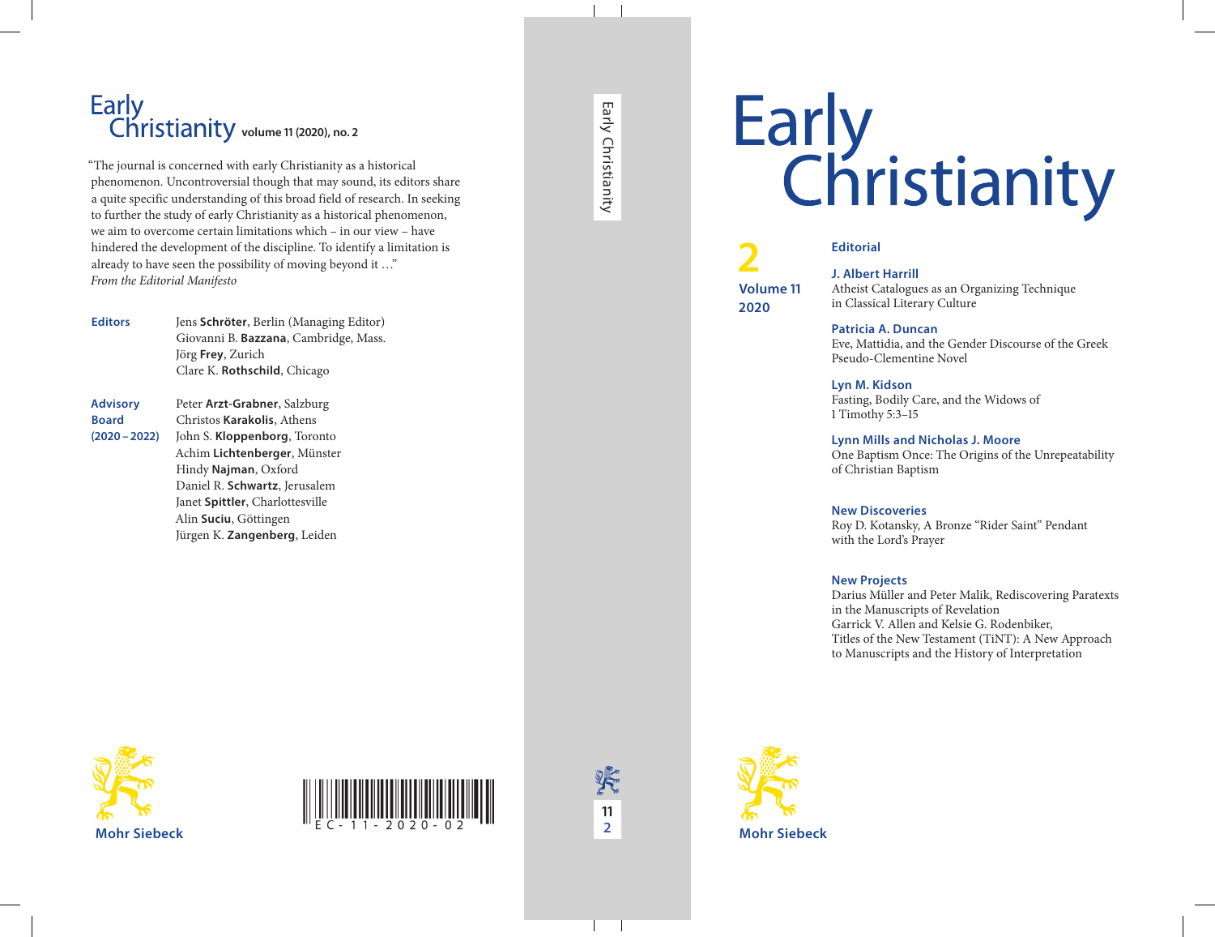# Early Christianity volume 11 (2020), no. 2

"The journal is concerned with early Christianity as a historical phenomenon. Uncontroversial though that may sound, its editors share a quite specific understanding of this broad field of research. In seeking to further the study of early Christianity as a historical phenomenon, we aim to overcome certain limitations which – in our view – have hindered the development of the discipline. To identify a limitation is already to have seen the possibility of moving beyond it …"
*From the Editorial Manifesto*

**Editors**
Jens **Schröter**, Berlin (Managing Editor)
Giovanni B. **Bazzana**, Cambridge, Mass.
Jörg **Frey**, Zurich
Clare K. **Rothschild**, Chicago

**Advisory Board (2020 – 2022)**
Peter **Arzt-Grabner**, Salzburg
Christos **Karakolis**, Athens
John S. **Kloppenborg**, Toronto
Achim **Lichtenberger**, Münster
Hindy **Najman**, Oxford
Daniel R. **Schwartz**, Jerusalem
Janet **Spittler**, Charlottesville
Alin **Suciu**, Göttingen
Jürgen K. **Zangenberg**, Leiden

Mohr Siebeck

EC-11-2020-02

Early Christianity 11 2

# Early Christianity

**2**
**Volume 11**
**2020**

**Editorial**

**J. Albert Harrill**
Atheist Catalogues as an Organizing Technique in Classical Literary Culture

**Patricia A. Duncan**
Eve, Mattidia, and the Gender Discourse of the Greek Pseudo-Clementine Novel

**Lyn M. Kidson**
Fasting, Bodily Care, and the Widows of 1 Timothy 5:3–15

**Lynn Mills and Nicholas J. Moore**
One Baptism Once: The Origins of the Unrepeatability of Christian Baptism

**New Discoveries**
Roy D. Kotansky, A Bronze "Rider Saint" Pendant with the Lord's Prayer

**New Projects**
Darius Müller and Peter Malik, Rediscovering Paratexts in the Manuscripts of Revelation
Garrick V. Allen and Kelsie G. Rodenbiker, Titles of the New Testament (TiNT): A New Approach to Manuscripts and the History of Interpretation

Mohr Siebeck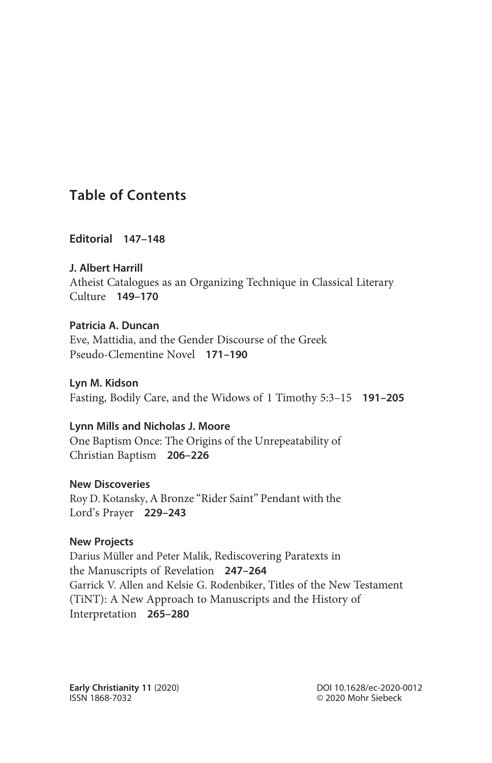## Table of Contents

**Editorial** **147–148**

**J. Albert Harrill**
Atheist Catalogues as an Organizing Technique in Classical Literary Culture **149–170**

**Patricia A. Duncan**
Eve, Mattidia, and the Gender Discourse of the Greek Pseudo-Clementine Novel **171–190**

**Lyn M. Kidson**
Fasting, Bodily Care, and the Widows of 1 Timothy 5:3–15 **191–205**

**Lynn Mills and Nicholas J. Moore**
One Baptism Once: The Origins of the Unrepeatability of Christian Baptism **206–226**

**New Discoveries**
Roy D. Kotansky, A Bronze "Rider Saint" Pendant with the Lord's Prayer **229–243**

**New Projects**
Darius Müller and Peter Malik, Rediscovering Paratexts in the Manuscripts of Revelation **247–264**
Garrick V. Allen and Kelsie G. Rodenbiker, Titles of the New Testament (TiNT): A New Approach to Manuscripts and the History of Interpretation **265–280**

**Early Christianity 11** (2020)
ISSN 1868-7032

DOI 10.1628/ec-2020-0012
© 2020 Mohr Siebeck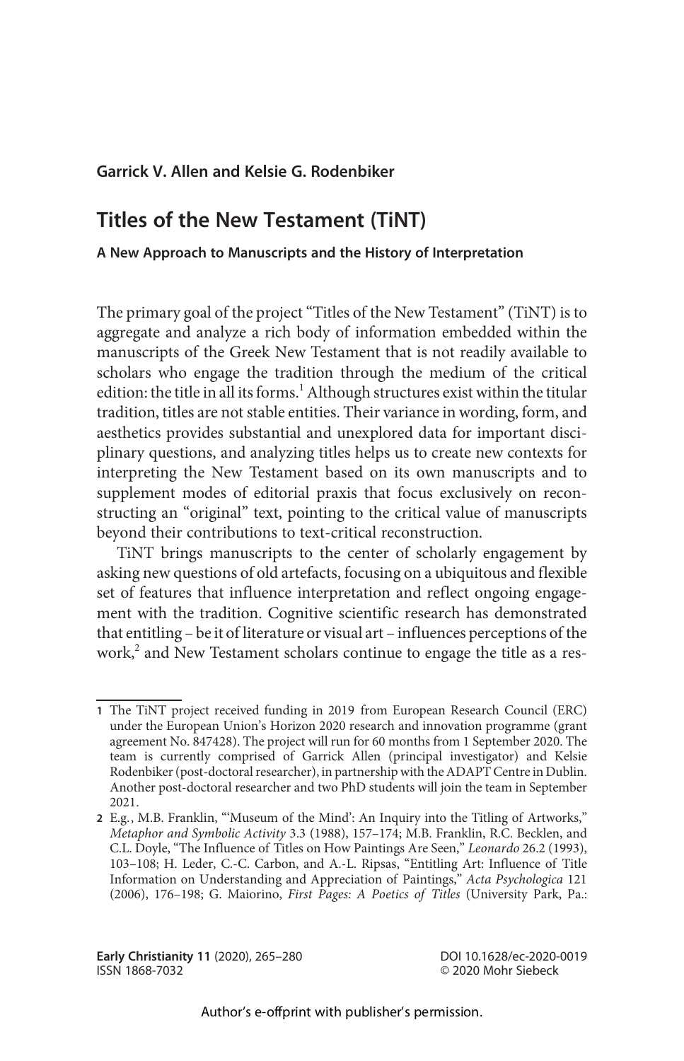**Garrick V. Allen and Kelsie G. Rodenbiker**

# Titles of the New Testament (TiNT)

**A New Approach to Manuscripts and the History of Interpretation**

The primary goal of the project "Titles of the New Testament" (TiNT) is to aggregate and analyze a rich body of information embedded within the manuscripts of the Greek New Testament that is not readily available to scholars who engage the tradition through the medium of the critical edition: the title in all its forms.[1] Although structures exist within the titular tradition, titles are not stable entities. Their variance in wording, form, and aesthetics provides substantial and unexplored data for important disciplinary questions, and analyzing titles helps us to create new contexts for interpreting the New Testament based on its own manuscripts and to supplement modes of editorial praxis that focus exclusively on reconstructing an "original" text, pointing to the critical value of manuscripts beyond their contributions to text-critical reconstruction.

TiNT brings manuscripts to the center of scholarly engagement by asking new questions of old artefacts, focusing on a ubiquitous and flexible set of features that influence interpretation and reflect ongoing engagement with the tradition. Cognitive scientific research has demonstrated that entitling – be it of literature or visual art – influences perceptions of the work,[2] and New Testament scholars continue to engage the title as a res-

---

1 The TiNT project received funding in 2019 from European Research Council (ERC) under the European Union's Horizon 2020 research and innovation programme (grant agreement No. 847428). The project will run for 60 months from 1 September 2020. The team is currently comprised of Garrick Allen (principal investigator) and Kelsie Rodenbiker (post-doctoral researcher), in partnership with the ADAPT Centre in Dublin. Another post-doctoral researcher and two PhD students will join the team in September 2021.

2 E.g., M.B. Franklin, "'Museum of the Mind': An Inquiry into the Titling of Artworks," *Metaphor and Symbolic Activity* 3.3 (1988), 157–174; M.B. Franklin, R.C. Becklen, and C.L. Doyle, "The Influence of Titles on How Paintings Are Seen," *Leonardo* 26.2 (1993), 103–108; H. Leder, C.-C. Carbon, and A.-L. Ripsas, "Entitling Art: Influence of Title Information on Understanding and Appreciation of Paintings," *Acta Psychologica* 121 (2006), 176–198; G. Maiorino, *First Pages: A Poetics of Titles* (University Park, Pa.:

Author's e-offprint with publisher's permission.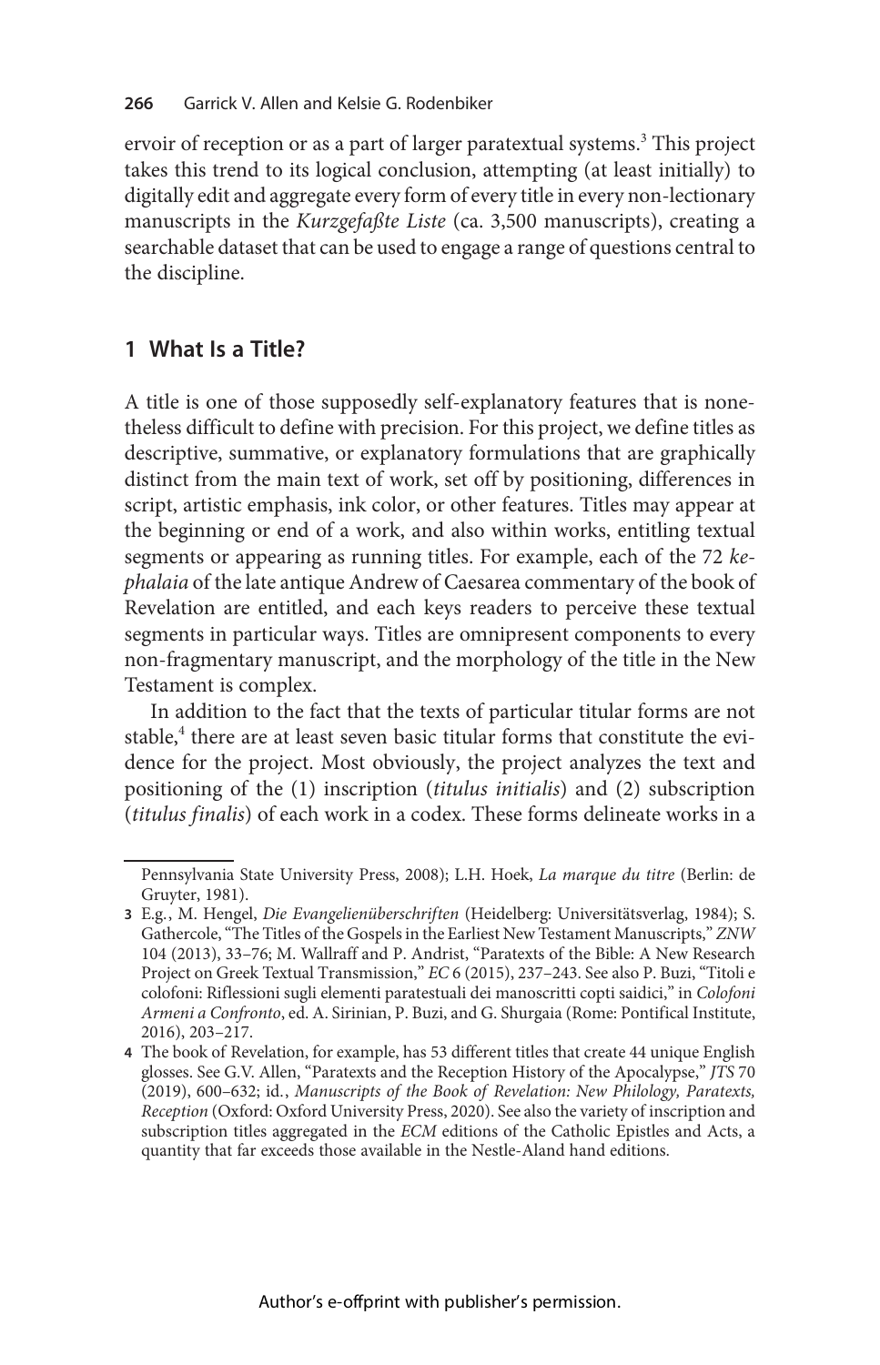ervoir of reception or as a part of larger paratextual systems.[3] This project takes this trend to its logical conclusion, attempting (at least initially) to digitally edit and aggregate every form of every title in every non-lectionary manuscripts in the *Kurzgefaßte Liste* (ca. 3,500 manuscripts), creating a searchable dataset that can be used to engage a range of questions central to the discipline.

## 1 What Is a Title?

A title is one of those supposedly self-explanatory features that is nonetheless difficult to define with precision. For this project, we define titles as descriptive, summative, or explanatory formulations that are graphically distinct from the main text of work, set off by positioning, differences in script, artistic emphasis, ink color, or other features. Titles may appear at the beginning or end of a work, and also within works, entitling textual segments or appearing as running titles. For example, each of the 72 *kephalaia* of the late antique Andrew of Caesarea commentary of the book of Revelation are entitled, and each keys readers to perceive these textual segments in particular ways. Titles are omnipresent components to every non-fragmentary manuscript, and the morphology of the title in the New Testament is complex.

In addition to the fact that the texts of particular titular forms are not stable,[4] there are at least seven basic titular forms that constitute the evidence for the project. Most obviously, the project analyzes the text and positioning of the (1) inscription (*titulus initialis*) and (2) subscription (*titulus finalis*) of each work in a codex. These forms delineate works in a

---

Pennsylvania State University Press, 2008); L.H. Hoek, *La marque du titre* (Berlin: de Gruyter, 1981).

3 E.g., M. Hengel, *Die Evangelienüberschriften* (Heidelberg: Universitätsverlag, 1984); S. Gathercole, "The Titles of the Gospels in the Earliest New Testament Manuscripts," *ZNW* 104 (2013), 33–76; M. Wallraff and P. Andrist, "Paratexts of the Bible: A New Research Project on Greek Textual Transmission," *EC* 6 (2015), 237–243. See also P. Buzi, "Titoli e colofoni: Riflessioni sugli elementi paratestuali dei manoscritti copti saidici," in *Colofoni Armeni a Confronto*, ed. A. Sirinian, P. Buzi, and G. Shurgaia (Rome: Pontifical Institute, 2016), 203–217.

4 The book of Revelation, for example, has 53 different titles that create 44 unique English glosses. See G.V. Allen, "Paratexts and the Reception History of the Apocalypse," *JTS* 70 (2019), 600–632; id., *Manuscripts of the Book of Revelation: New Philology, Paratexts, Reception* (Oxford: Oxford University Press, 2020). See also the variety of inscription and subscription titles aggregated in the *ECM* editions of the Catholic Epistles and Acts, a quantity that far exceeds those available in the Nestle-Aland hand editions.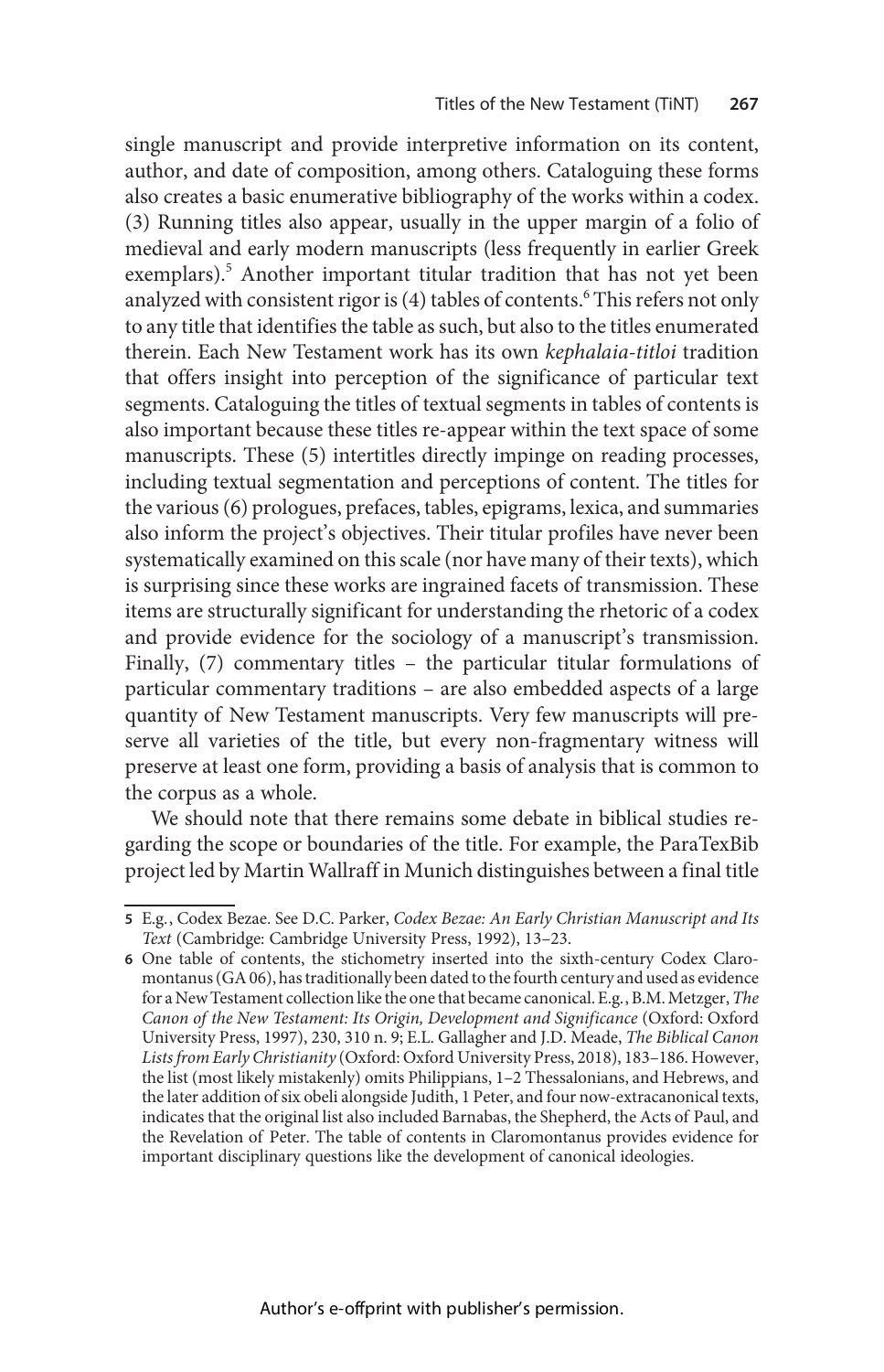single manuscript and provide interpretive information on its content, author, and date of composition, among others. Cataloguing these forms also creates a basic enumerative bibliography of the works within a codex. (3) Running titles also appear, usually in the upper margin of a folio of medieval and early modern manuscripts (less frequently in earlier Greek exemplars).[5] Another important titular tradition that has not yet been analyzed with consistent rigor is (4) tables of contents.[6] This refers not only to any title that identifies the table as such, but also to the titles enumerated therein. Each New Testament work has its own *kephalaia-titloi* tradition that offers insight into perception of the significance of particular text segments. Cataloguing the titles of textual segments in tables of contents is also important because these titles re-appear within the text space of some manuscripts. These (5) intertitles directly impinge on reading processes, including textual segmentation and perceptions of content. The titles for the various (6) prologues, prefaces, tables, epigrams, lexica, and summaries also inform the project's objectives. Their titular profiles have never been systematically examined on this scale (nor have many of their texts), which is surprising since these works are ingrained facets of transmission. These items are structurally significant for understanding the rhetoric of a codex and provide evidence for the sociology of a manuscript's transmission. Finally, (7) commentary titles – the particular titular formulations of particular commentary traditions – are also embedded aspects of a large quantity of New Testament manuscripts. Very few manuscripts will preserve all varieties of the title, but every non-fragmentary witness will preserve at least one form, providing a basis of analysis that is common to the corpus as a whole.

We should note that there remains some debate in biblical studies regarding the scope or boundaries of the title. For example, the ParaTexBib project led by Martin Wallraff in Munich distinguishes between a final title

5 E.g., Codex Bezae. See D.C. Parker, *Codex Bezae: An Early Christian Manuscript and Its Text* (Cambridge: Cambridge University Press, 1992), 13–23.

6 One table of contents, the stichometry inserted into the sixth-century Codex Claromontanus (GA 06), has traditionally been dated to the fourth century and used as evidence for a New Testament collection like the one that became canonical. E.g., B.M. Metzger, *The Canon of the New Testament: Its Origin, Development and Significance* (Oxford: Oxford University Press, 1997), 230, 310 n. 9; E.L. Gallagher and J.D. Meade, *The Biblical Canon Lists from Early Christianity* (Oxford: Oxford University Press, 2018), 183–186. However, the list (most likely mistakenly) omits Philippians, 1–2 Thessalonians, and Hebrews, and the later addition of six obeli alongside Judith, 1 Peter, and four now-extracanonical texts, indicates that the original list also included Barnabas, the Shepherd, the Acts of Paul, and the Revelation of Peter. The table of contents in Claromontanus provides evidence for important disciplinary questions like the development of canonical ideologies.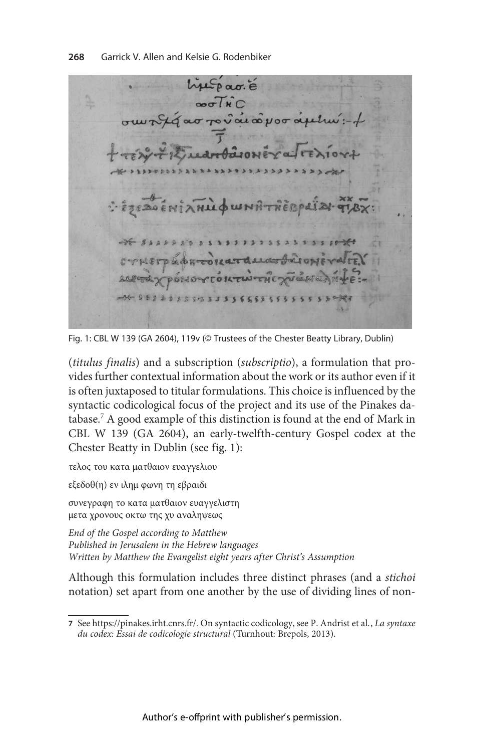Fig. 1: CBL W 139 (GA 2604), 119v (© Trustees of the Chester Beatty Library, Dublin)

(*titulus finalis*) and a subscription (*subscriptio*), a formulation that provides further contextual information about the work or its author even if it is often juxtaposed to titular formulations. This choice is influenced by the syntactic codicological focus of the project and its use of the Pinakes database.[7] A good example of this distinction is found at the end of Mark in CBL W 139 (GA 2604), an early-twelfth-century Gospel codex at the Chester Beatty in Dublin (see fig. 1):

τελος του κατα ματθαιον ευαγγελιου

εξεδοθ(η) εν ιλημ φωνη τη εβραιδι

συνεγραφη το κατα ματθαιον ευαγγελιστη
μετα χρονους οκτω της χυ αναληψεως

*End of the Gospel according to Matthew*
*Published in Jerusalem in the Hebrew languages*
*Written by Matthew the Evangelist eight years after Christ's Assumption*

Although this formulation includes three distinct phrases (and a *stichoi* notation) set apart from one another by the use of dividing lines of non-

---

7 See https://pinakes.irht.cnrs.fr/. On syntactic codicology, see P. Andrist et al., *La syntaxe du codex: Essai de codicologie structural* (Turnhout: Brepols, 2013).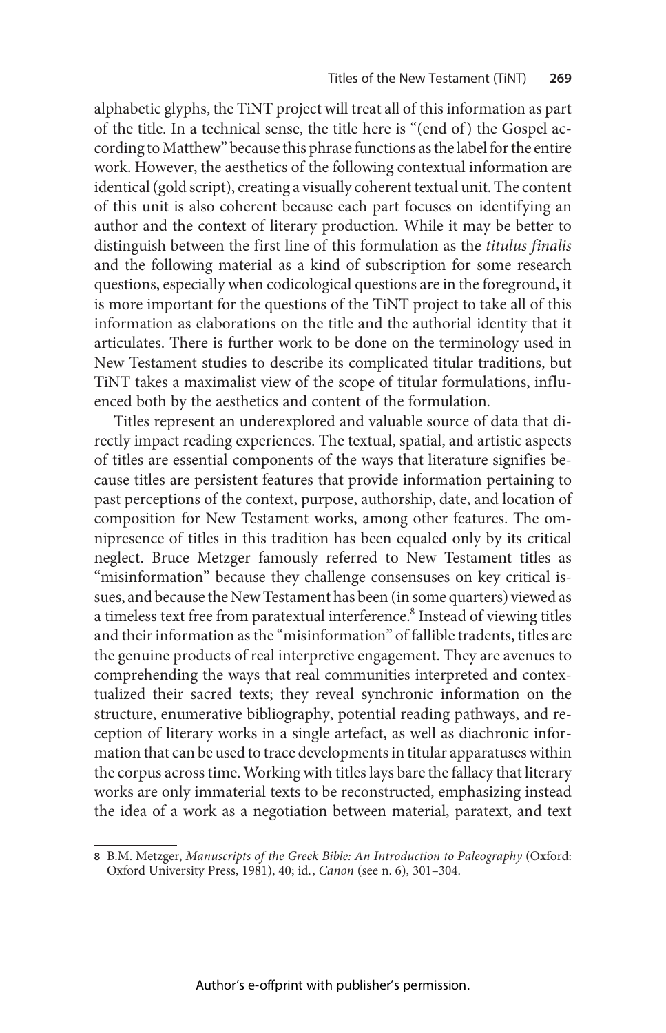alphabetic glyphs, the TiNT project will treat all of this information as part of the title. In a technical sense, the title here is "(end of) the Gospel according to Matthew" because this phrase functions as the label for the entire work. However, the aesthetics of the following contextual information are identical (gold script), creating a visually coherent textual unit. The content of this unit is also coherent because each part focuses on identifying an author and the context of literary production. While it may be better to distinguish between the first line of this formulation as the *titulus finalis* and the following material as a kind of subscription for some research questions, especially when codicological questions are in the foreground, it is more important for the questions of the TiNT project to take all of this information as elaborations on the title and the authorial identity that it articulates. There is further work to be done on the terminology used in New Testament studies to describe its complicated titular traditions, but TiNT takes a maximalist view of the scope of titular formulations, influenced both by the aesthetics and content of the formulation.

Titles represent an underexplored and valuable source of data that directly impact reading experiences. The textual, spatial, and artistic aspects of titles are essential components of the ways that literature signifies because titles are persistent features that provide information pertaining to past perceptions of the context, purpose, authorship, date, and location of composition for New Testament works, among other features. The omnipresence of titles in this tradition has been equaled only by its critical neglect. Bruce Metzger famously referred to New Testament titles as "misinformation" because they challenge consensuses on key critical issues, and because the New Testament has been (in some quarters) viewed as a timeless text free from paratextual interference.[8] Instead of viewing titles and their information as the "misinformation" of fallible tradents, titles are the genuine products of real interpretive engagement. They are avenues to comprehending the ways that real communities interpreted and contextualized their sacred texts; they reveal synchronic information on the structure, enumerative bibliography, potential reading pathways, and reception of literary works in a single artefact, as well as diachronic information that can be used to trace developments in titular apparatuses within the corpus across time. Working with titles lays bare the fallacy that literary works are only immaterial texts to be reconstructed, emphasizing instead the idea of a work as a negotiation between material, paratext, and text

**8** B.M. Metzger, *Manuscripts of the Greek Bible: An Introduction to Paleography* (Oxford: Oxford University Press, 1981), 40; id., *Canon* (see n. 6), 301–304.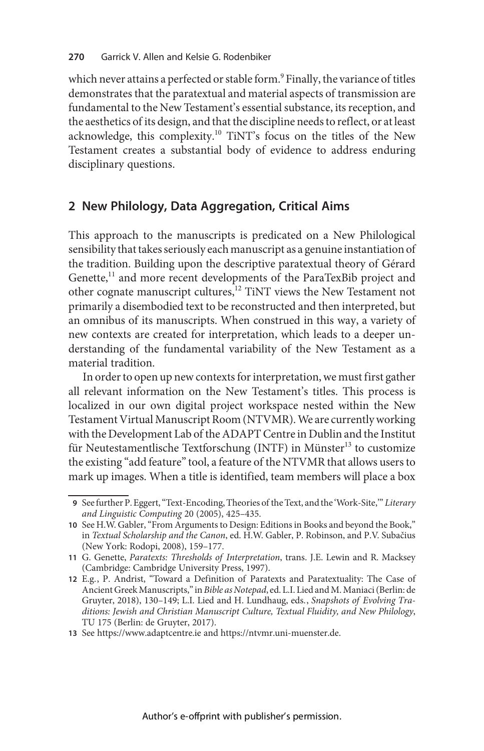which never attains a perfected or stable form.[9] Finally, the variance of titles demonstrates that the paratextual and material aspects of transmission are fundamental to the New Testament's essential substance, its reception, and the aesthetics of its design, and that the discipline needs to reflect, or at least acknowledge, this complexity.[10] TiNT's focus on the titles of the New Testament creates a substantial body of evidence to address enduring disciplinary questions.

## 2 New Philology, Data Aggregation, Critical Aims

This approach to the manuscripts is predicated on a New Philological sensibility that takes seriously each manuscript as a genuine instantiation of the tradition. Building upon the descriptive paratextual theory of Gérard Genette,[11] and more recent developments of the ParaTexBib project and other cognate manuscript cultures,[12] TiNT views the New Testament not primarily a disembodied text to be reconstructed and then interpreted, but an omnibus of its manuscripts. When construed in this way, a variety of new contexts are created for interpretation, which leads to a deeper understanding of the fundamental variability of the New Testament as a material tradition.

In order to open up new contexts for interpretation, we must first gather all relevant information on the New Testament's titles. This process is localized in our own digital project workspace nested within the New Testament Virtual Manuscript Room (NTVMR). We are currently working with the Development Lab of the ADAPT Centre in Dublin and the Institut für Neutestamentlische Textforschung (INTF) in Münster[13] to customize the existing "add feature" tool, a feature of the NTVMR that allows users to mark up images. When a title is identified, team members will place a box

---

9 See further P. Eggert, "Text-Encoding, Theories of the Text, and the 'Work-Site,'" *Literary and Linguistic Computing* 20 (2005), 425–435.

10 See H.W. Gabler, "From Arguments to Design: Editions in Books and beyond the Book," in *Textual Scholarship and the Canon*, ed. H.W. Gabler, P. Robinson, and P.V. Subačius (New York: Rodopi, 2008), 159–177.

11 G. Genette, *Paratexts: Thresholds of Interpretation*, trans. J.E. Lewin and R. Macksey (Cambridge: Cambridge University Press, 1997).

12 E.g., P. Andrist, "Toward a Definition of Paratexts and Paratextuality: The Case of Ancient Greek Manuscripts," in *Bible as Notepad*, ed. L.I. Lied and M. Maniaci (Berlin: de Gruyter, 2018), 130–149; L.I. Lied and H. Lundhaug, eds., *Snapshots of Evolving Traditions: Jewish and Christian Manuscript Culture, Textual Fluidity, and New Philology*, TU 175 (Berlin: de Gruyter, 2017).

13 See https://www.adaptcentre.ie and https://ntvmr.uni-muenster.de.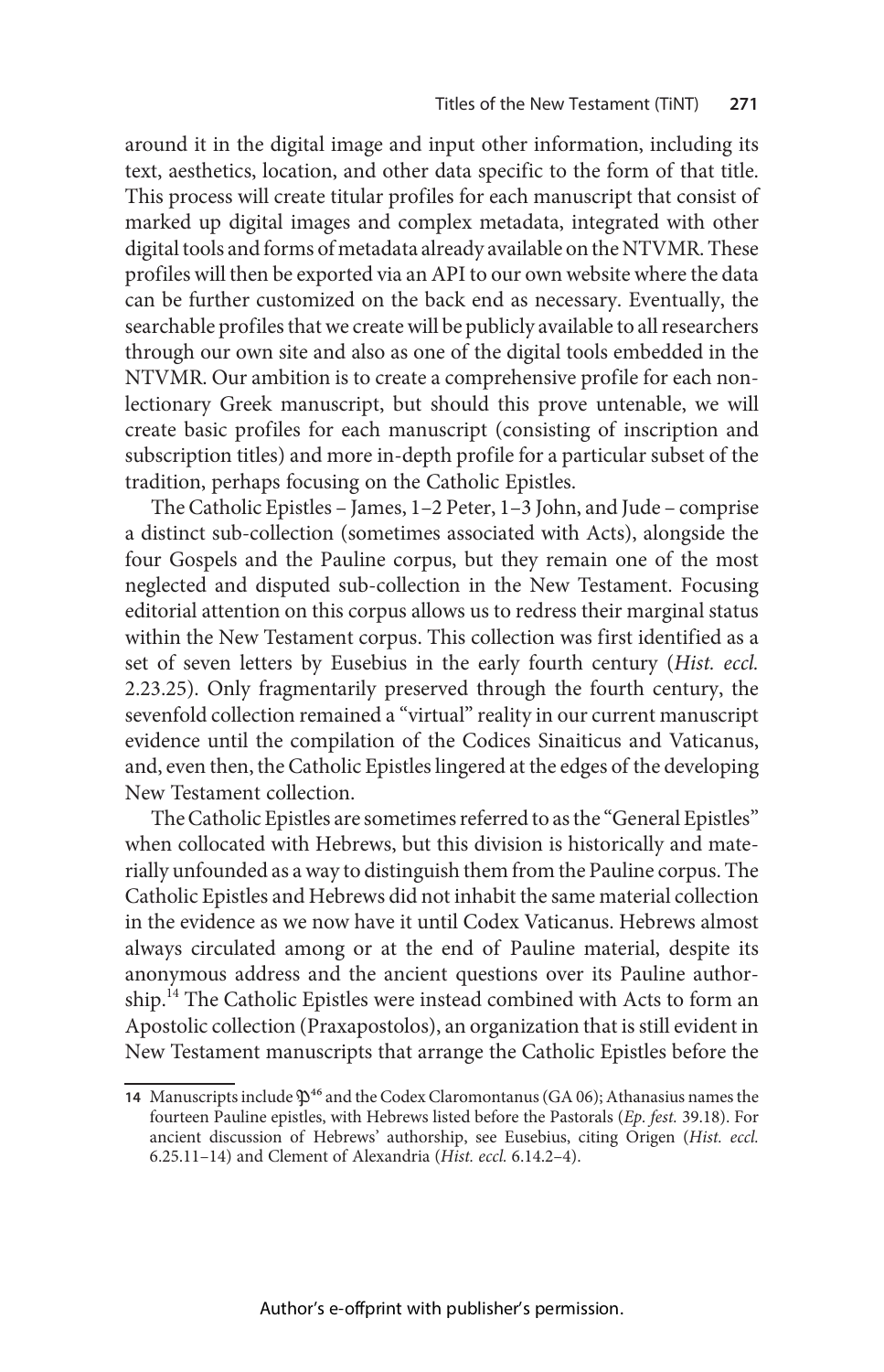around it in the digital image and input other information, including its text, aesthetics, location, and other data specific to the form of that title. This process will create titular profiles for each manuscript that consist of marked up digital images and complex metadata, integrated with other digital tools and forms of metadata already available on the NTVMR. These profiles will then be exported via an API to our own website where the data can be further customized on the back end as necessary. Eventually, the searchable profiles that we create will be publicly available to all researchers through our own site and also as one of the digital tools embedded in the NTVMR. Our ambition is to create a comprehensive profile for each non-lectionary Greek manuscript, but should this prove untenable, we will create basic profiles for each manuscript (consisting of inscription and subscription titles) and more in-depth profile for a particular subset of the tradition, perhaps focusing on the Catholic Epistles.

The Catholic Epistles – James, 1–2 Peter, 1–3 John, and Jude – comprise a distinct sub-collection (sometimes associated with Acts), alongside the four Gospels and the Pauline corpus, but they remain one of the most neglected and disputed sub-collection in the New Testament. Focusing editorial attention on this corpus allows us to redress their marginal status within the New Testament corpus. This collection was first identified as a set of seven letters by Eusebius in the early fourth century (*Hist. eccl.* 2.23.25). Only fragmentarily preserved through the fourth century, the sevenfold collection remained a "virtual" reality in our current manuscript evidence until the compilation of the Codices Sinaiticus and Vaticanus, and, even then, the Catholic Epistles lingered at the edges of the developing New Testament collection.

The Catholic Epistles are sometimes referred to as the "General Epistles" when collocated with Hebrews, but this division is historically and materially unfounded as a way to distinguish them from the Pauline corpus. The Catholic Epistles and Hebrews did not inhabit the same material collection in the evidence as we now have it until Codex Vaticanus. Hebrews almost always circulated among or at the end of Pauline material, despite its anonymous address and the ancient questions over its Pauline authorship.[14] The Catholic Epistles were instead combined with Acts to form an Apostolic collection (Praxapostolos), an organization that is still evident in New Testament manuscripts that arrange the Catholic Epistles before the

14 Manuscripts include 𝔓[46] and the Codex Claromontanus (GA 06); Athanasius names the fourteen Pauline epistles, with Hebrews listed before the Pastorals (*Ep. fest.* 39.18). For ancient discussion of Hebrews' authorship, see Eusebius, citing Origen (*Hist. eccl.* 6.25.11–14) and Clement of Alexandria (*Hist. eccl.* 6.14.2–4).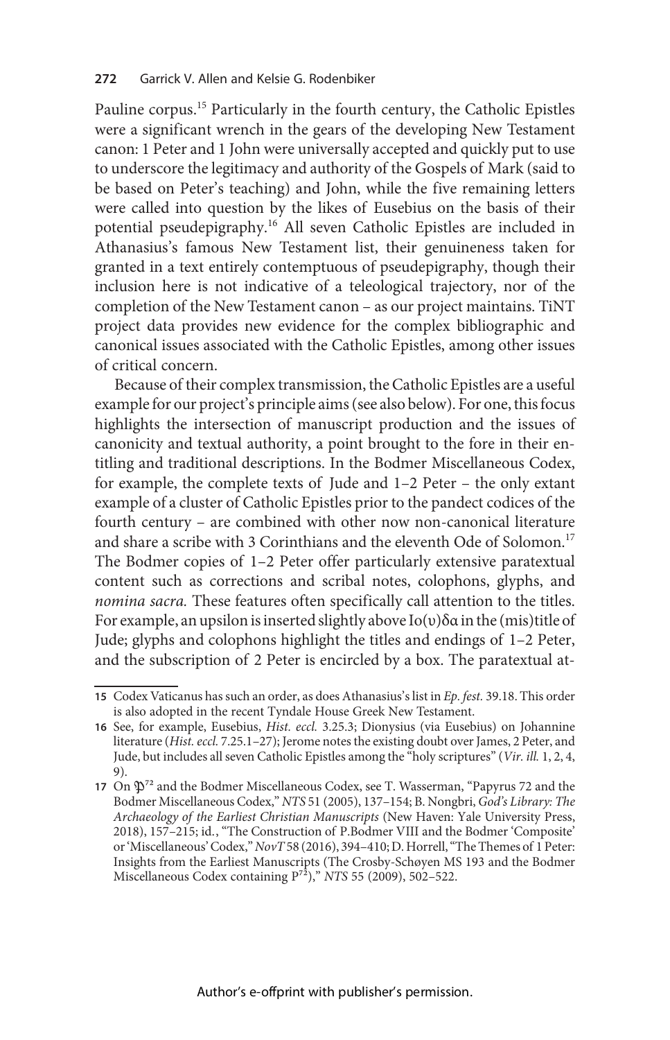Pauline corpus.[15] Particularly in the fourth century, the Catholic Epistles were a significant wrench in the gears of the developing New Testament canon: 1 Peter and 1 John were universally accepted and quickly put to use to underscore the legitimacy and authority of the Gospels of Mark (said to be based on Peter's teaching) and John, while the five remaining letters were called into question by the likes of Eusebius on the basis of their potential pseudepigraphy.[16] All seven Catholic Epistles are included in Athanasius's famous New Testament list, their genuineness taken for granted in a text entirely contemptuous of pseudepigraphy, though their inclusion here is not indicative of a teleological trajectory, nor of the completion of the New Testament canon – as our project maintains. TiNT project data provides new evidence for the complex bibliographic and canonical issues associated with the Catholic Epistles, among other issues of critical concern.

Because of their complex transmission, the Catholic Epistles are a useful example for our project's principle aims (see also below). For one, this focus highlights the intersection of manuscript production and the issues of canonicity and textual authority, a point brought to the fore in their entitling and traditional descriptions. In the Bodmer Miscellaneous Codex, for example, the complete texts of Jude and 1–2 Peter – the only extant example of a cluster of Catholic Epistles prior to the pandect codices of the fourth century – are combined with other now non-canonical literature and share a scribe with 3 Corinthians and the eleventh Ode of Solomon.[17] The Bodmer copies of 1–2 Peter offer particularly extensive paratextual content such as corrections and scribal notes, colophons, glyphs, and *nomina sacra.* These features often specifically call attention to the titles. For example, an upsilon is inserted slightly above Ιο(υ)δα in the (mis)title of Jude; glyphs and colophons highlight the titles and endings of 1–2 Peter, and the subscription of 2 Peter is encircled by a box. The paratextual at-

---

**15** Codex Vaticanus has such an order, as does Athanasius's list in *Ep. fest.* 39.18. This order is also adopted in the recent Tyndale House Greek New Testament.

**16** See, for example, Eusebius, *Hist. eccl.* 3.25.3; Dionysius (via Eusebius) on Johannine literature (*Hist. eccl.* 7.25.1–27); Jerome notes the existing doubt over James, 2 Peter, and Jude, but includes all seven Catholic Epistles among the "holy scriptures" (*Vir. ill.* 1, 2, 4, 9).

**17** On 𝔓[72] and the Bodmer Miscellaneous Codex, see T. Wasserman, "Papyrus 72 and the Bodmer Miscellaneous Codex," *NTS* 51 (2005), 137–154; B. Nongbri, *God's Library: The Archaeology of the Earliest Christian Manuscripts* (New Haven: Yale University Press, 2018), 157–215; id., "The Construction of P.Bodmer VIII and the Bodmer 'Composite' or 'Miscellaneous' Codex," *NovT* 58 (2016), 394–410; D. Horrell, "The Themes of 1 Peter: Insights from the Earliest Manuscripts (The Crosby-Schøyen MS 193 and the Bodmer Miscellaneous Codex containing P[72])," *NTS* 55 (2009), 502–522.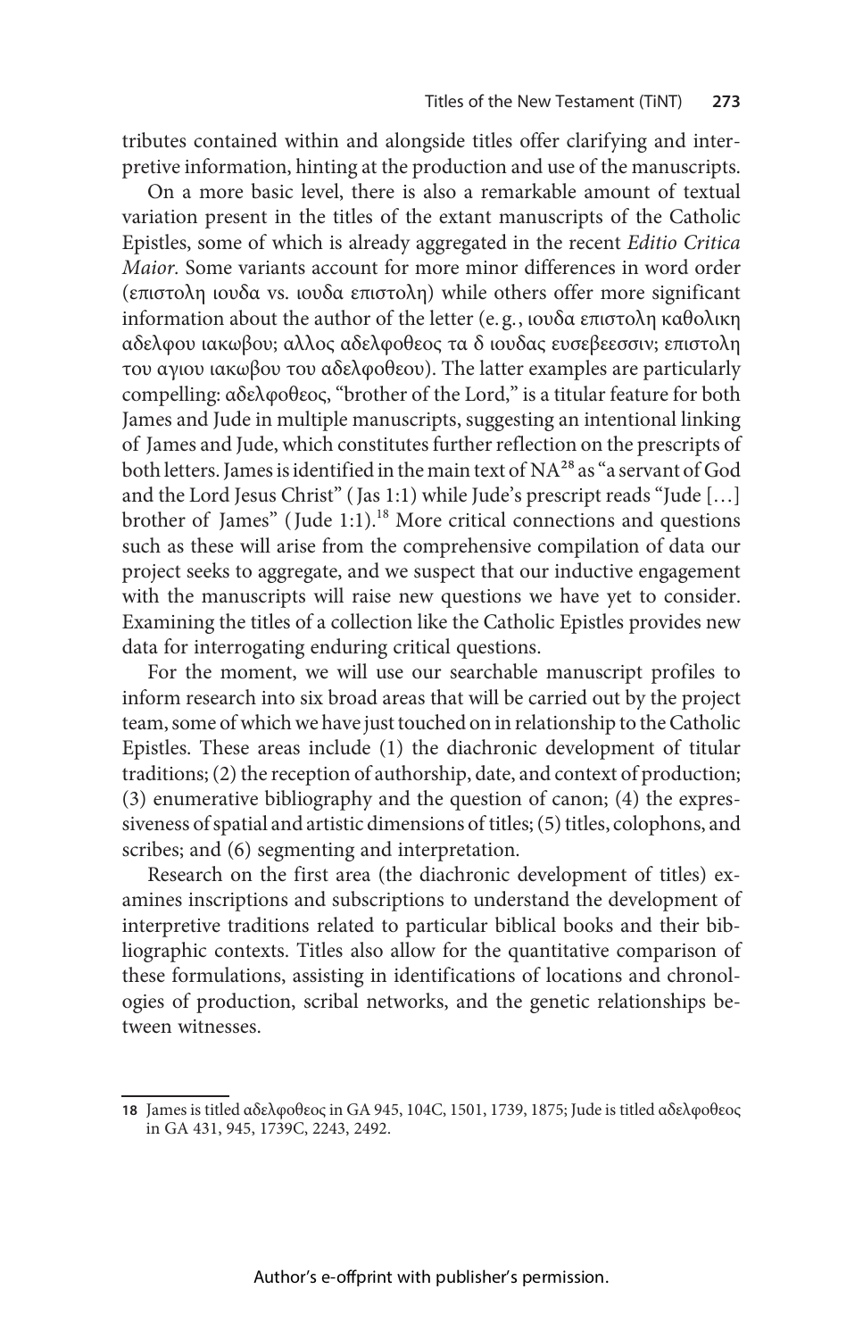tributes contained within and alongside titles offer clarifying and interpretive information, hinting at the production and use of the manuscripts.

On a more basic level, there is also a remarkable amount of textual variation present in the titles of the extant manuscripts of the Catholic Epistles, some of which is already aggregated in the recent *Editio Critica Maior*. Some variants account for more minor differences in word order (επιστολη ιουδα vs. ιουδα επιστολη) while others offer more significant information about the author of the letter (e.g., ιουδα επιστολη καθολικη αδελφου ιακωβου; αλλος αδελφοθεος τα δ ιουδας ευσεβεεσσιν; επιστολη του αγιου ιακωβου του αδελφοθεου). The latter examples are particularly compelling: αδελφοθεος, "brother of the Lord," is a titular feature for both James and Jude in multiple manuscripts, suggesting an intentional linking of James and Jude, which constitutes further reflection on the prescripts of both letters. James is identified in the main text of NA[28] as "a servant of God and the Lord Jesus Christ" (Jas 1:1) while Jude's prescript reads "Jude […] brother of James" (Jude 1:1).[18] More critical connections and questions such as these will arise from the comprehensive compilation of data our project seeks to aggregate, and we suspect that our inductive engagement with the manuscripts will raise new questions we have yet to consider. Examining the titles of a collection like the Catholic Epistles provides new data for interrogating enduring critical questions.

For the moment, we will use our searchable manuscript profiles to inform research into six broad areas that will be carried out by the project team, some of which we have just touched on in relationship to the Catholic Epistles. These areas include (1) the diachronic development of titular traditions; (2) the reception of authorship, date, and context of production; (3) enumerative bibliography and the question of canon; (4) the expressiveness of spatial and artistic dimensions of titles; (5) titles, colophons, and scribes; and (6) segmenting and interpretation.

Research on the first area (the diachronic development of titles) examines inscriptions and subscriptions to understand the development of interpretive traditions related to particular biblical books and their bibliographic contexts. Titles also allow for the quantitative comparison of these formulations, assisting in identifications of locations and chronologies of production, scribal networks, and the genetic relationships between witnesses.

---

18 James is titled αδελφοθεος in GA 945, 104C, 1501, 1739, 1875; Jude is titled αδελφοθεος in GA 431, 945, 1739C, 2243, 2492.

Author's e-offprint with publisher's permission.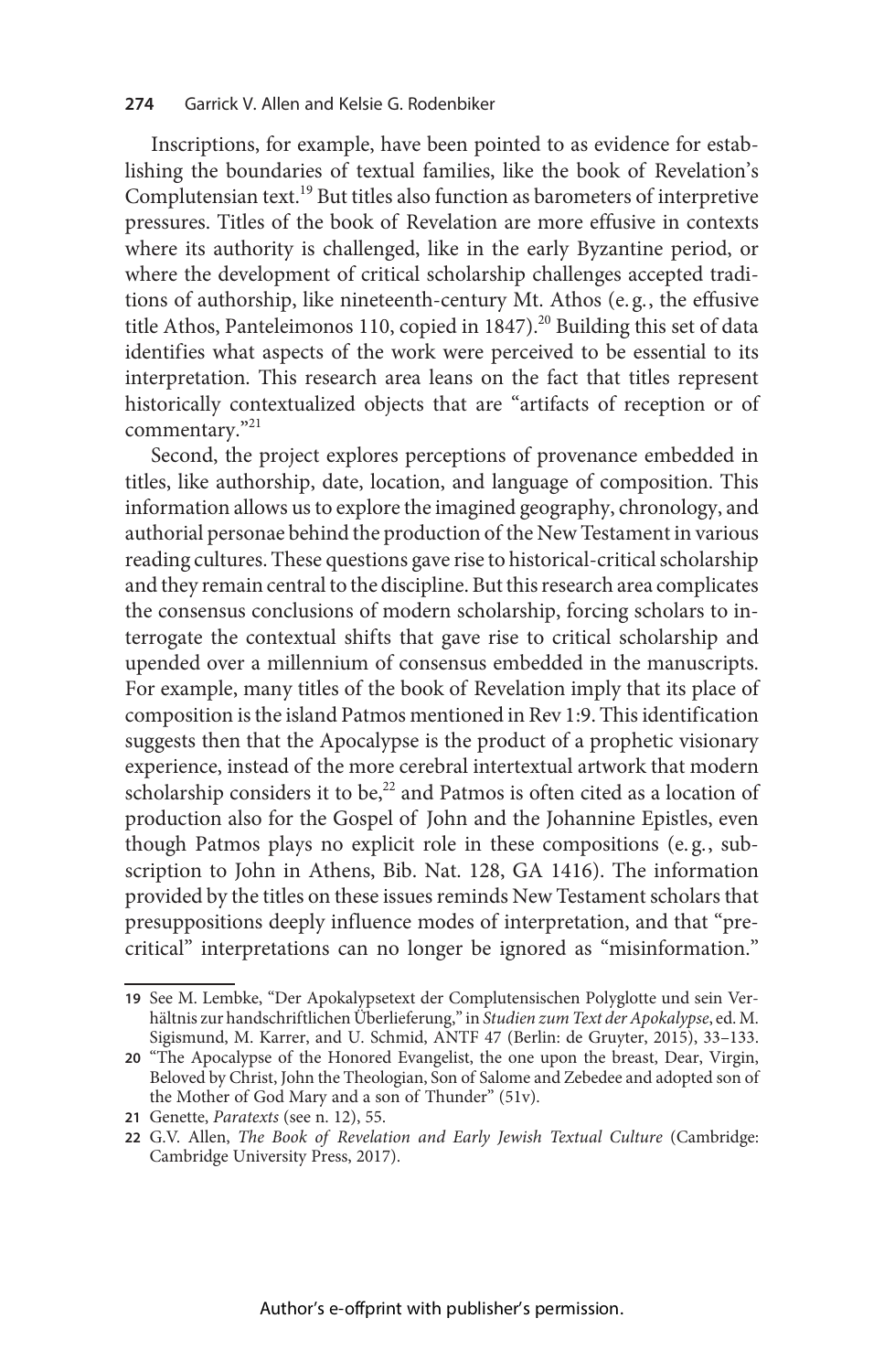Inscriptions, for example, have been pointed to as evidence for establishing the boundaries of textual families, like the book of Revelation's Complutensian text.[19] But titles also function as barometers of interpretive pressures. Titles of the book of Revelation are more effusive in contexts where its authority is challenged, like in the early Byzantine period, or where the development of critical scholarship challenges accepted traditions of authorship, like nineteenth-century Mt. Athos (e.g., the effusive title Athos, Panteleimonos 110, copied in 1847).[20] Building this set of data identifies what aspects of the work were perceived to be essential to its interpretation. This research area leans on the fact that titles represent historically contextualized objects that are "artifacts of reception or of commentary."[21]

Second, the project explores perceptions of provenance embedded in titles, like authorship, date, location, and language of composition. This information allows us to explore the imagined geography, chronology, and authorial personae behind the production of the New Testament in various reading cultures. These questions gave rise to historical-critical scholarship and they remain central to the discipline. But this research area complicates the consensus conclusions of modern scholarship, forcing scholars to interrogate the contextual shifts that gave rise to critical scholarship and upended over a millennium of consensus embedded in the manuscripts. For example, many titles of the book of Revelation imply that its place of composition is the island Patmos mentioned in Rev 1:9. This identification suggests then that the Apocalypse is the product of a prophetic visionary experience, instead of the more cerebral intertextual artwork that modern scholarship considers it to be,[22] and Patmos is often cited as a location of production also for the Gospel of John and the Johannine Epistles, even though Patmos plays no explicit role in these compositions (e.g., subscription to John in Athens, Bib. Nat. 128, GA 1416). The information provided by the titles on these issues reminds New Testament scholars that presuppositions deeply influence modes of interpretation, and that "precritical" interpretations can no longer be ignored as "misinformation."

---

19 See M. Lembke, "Der Apokalypsetext der Complutensischen Polyglotte und sein Verhältnis zur handschriftlichen Überlieferung," in *Studien zum Text der Apokalypse*, ed. M. Sigismund, M. Karrer, and U. Schmid, ANTF 47 (Berlin: de Gruyter, 2015), 33–133.

20 "The Apocalypse of the Honored Evangelist, the one upon the breast, Dear, Virgin, Beloved by Christ, John the Theologian, Son of Salome and Zebedee and adopted son of the Mother of God Mary and a son of Thunder" (51v).

21 Genette, *Paratexts* (see n. 12), 55.

22 G.V. Allen, *The Book of Revelation and Early Jewish Textual Culture* (Cambridge: Cambridge University Press, 2017).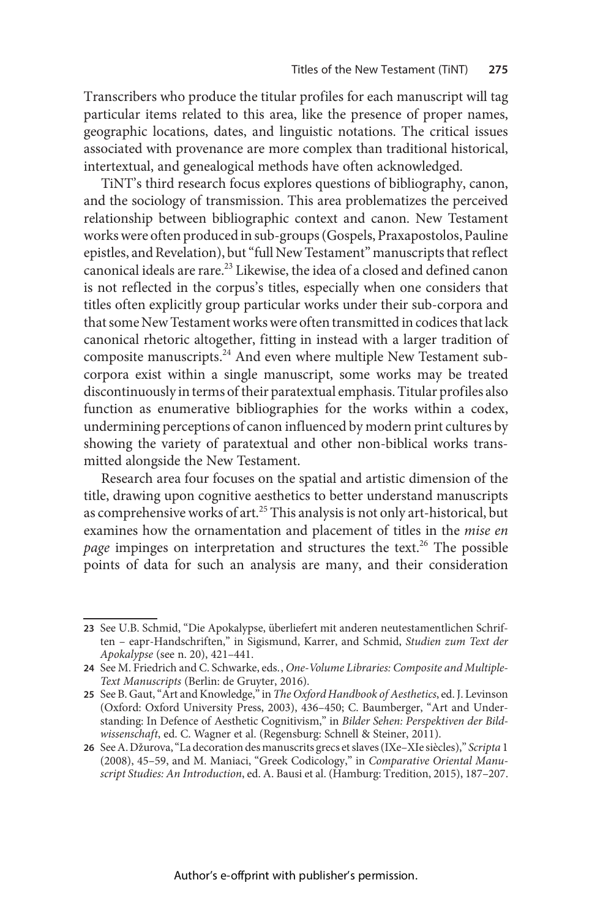Transcribers who produce the titular profiles for each manuscript will tag particular items related to this area, like the presence of proper names, geographic locations, dates, and linguistic notations. The critical issues associated with provenance are more complex than traditional historical, intertextual, and genealogical methods have often acknowledged.

TiNT's third research focus explores questions of bibliography, canon, and the sociology of transmission. This area problematizes the perceived relationship between bibliographic context and canon. New Testament works were often produced in sub-groups (Gospels, Praxapostolos, Pauline epistles, and Revelation), but "full New Testament" manuscripts that reflect canonical ideals are rare.[23] Likewise, the idea of a closed and defined canon is not reflected in the corpus's titles, especially when one considers that titles often explicitly group particular works under their sub-corpora and that some New Testament works were often transmitted in codices that lack canonical rhetoric altogether, fitting in instead with a larger tradition of composite manuscripts.[24] And even where multiple New Testament sub-corpora exist within a single manuscript, some works may be treated discontinuously in terms of their paratextual emphasis. Titular profiles also function as enumerative bibliographies for the works within a codex, undermining perceptions of canon influenced by modern print cultures by showing the variety of paratextual and other non-biblical works transmitted alongside the New Testament.

Research area four focuses on the spatial and artistic dimension of the title, drawing upon cognitive aesthetics to better understand manuscripts as comprehensive works of art.[25] This analysis is not only art-historical, but examines how the ornamentation and placement of titles in the *mise en page* impinges on interpretation and structures the text.[26] The possible points of data for such an analysis are many, and their consideration

---

**23** See U.B. Schmid, "Die Apokalypse, überliefert mit anderen neutestamentlichen Schriften – eapr-Handschriften," in Sigismund, Karrer, and Schmid, *Studien zum Text der Apokalypse* (see n. 20), 421–441.

**24** See M. Friedrich and C. Schwarke, eds., *One-Volume Libraries: Composite and Multiple-Text Manuscripts* (Berlin: de Gruyter, 2016).

**25** See B. Gaut, "Art and Knowledge," in *The Oxford Handbook of Aesthetics*, ed. J. Levinson (Oxford: Oxford University Press, 2003), 436–450; C. Baumberger, "Art and Understanding: In Defence of Aesthetic Cognitivism," in *Bilder Sehen: Perspektiven der Bildwissenschaft*, ed. C. Wagner et al. (Regensburg: Schnell & Steiner, 2011).

**26** See A. Džurova, "La decoration des manuscrits grecs et slaves (IXe–XIe siècles)," *Scripta* 1 (2008), 45–59, and M. Maniaci, "Greek Codicology," in *Comparative Oriental Manuscript Studies: An Introduction*, ed. A. Bausi et al. (Hamburg: Tredition, 2015), 187–207.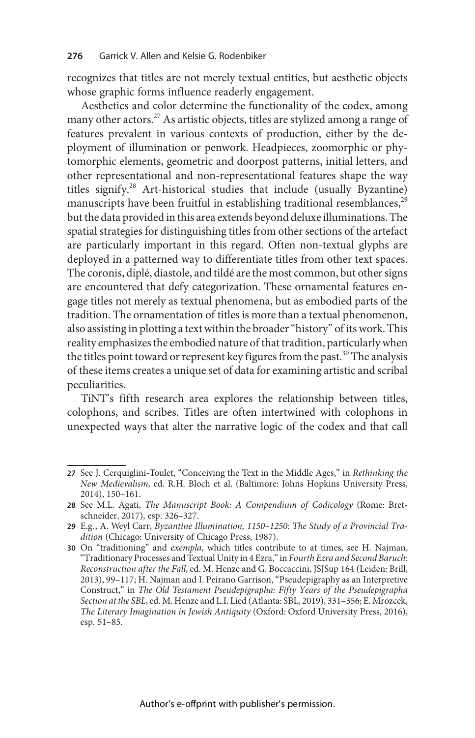recognizes that titles are not merely textual entities, but aesthetic objects whose graphic forms influence readerly engagement.

Aesthetics and color determine the functionality of the codex, among many other actors.[27] As artistic objects, titles are stylized among a range of features prevalent in various contexts of production, either by the deployment of illumination or penwork. Headpieces, zoomorphic or phytomorphic elements, geometric and doorpost patterns, initial letters, and other representational and non-representational features shape the way titles signify.[28] Art-historical studies that include (usually Byzantine) manuscripts have been fruitful in establishing traditional resemblances,[29] but the data provided in this area extends beyond deluxe illuminations. The spatial strategies for distinguishing titles from other sections of the artefact are particularly important in this regard. Often non-textual glyphs are deployed in a patterned way to differentiate titles from other text spaces. The coronis, diplé, diastole, and tildé are the most common, but other signs are encountered that defy categorization. These ornamental features engage titles not merely as textual phenomena, but as embodied parts of the tradition. The ornamentation of titles is more than a textual phenomenon, also assisting in plotting a text within the broader "history" of its work. This reality emphasizes the embodied nature of that tradition, particularly when the titles point toward or represent key figures from the past.[30] The analysis of these items creates a unique set of data for examining artistic and scribal peculiarities.

TiNT's fifth research area explores the relationship between titles, colophons, and scribes. Titles are often intertwined with colophons in unexpected ways that alter the narrative logic of the codex and that call

---

27 See J. Cerquiglini-Toulet, "Conceiving the Text in the Middle Ages," in *Rethinking the New Medievalism*, ed. R.H. Bloch et al. (Baltimore: Johns Hopkins University Press, 2014), 150–161.

28 See M.L. Agati, *The Manuscript Book: A Compendium of Codicology* (Rome: Bretschneider, 2017), esp. 326–327.

29 E.g., A. Weyl Carr, *Byzantine Illumination, 1150–1250: The Study of a Provincial Tradition* (Chicago: University of Chicago Press, 1987).

30 On "traditioning" and *exempla*, which titles contribute to at times, see H. Najman, "Traditionary Processes and Textual Unity in 4 Ezra," in *Fourth Ezra and Second Baruch: Reconstruction after the Fall*, ed. M. Henze and G. Boccaccini, JSJSup 164 (Leiden: Brill, 2013), 99–117; H. Najman and I. Peirano Garrison, "Pseudepigraphy as an Interpretive Construct," in *The Old Testament Pseudepigrapha: Fifty Years of the Pseudepigrapha Section at the SBL*, ed. M. Henze and L.I. Lied (Atlanta: SBL, 2019), 331–356; E. Mrozcek, *The Literary Imagination in Jewish Antiquity* (Oxford: Oxford University Press, 2016), esp. 51–85.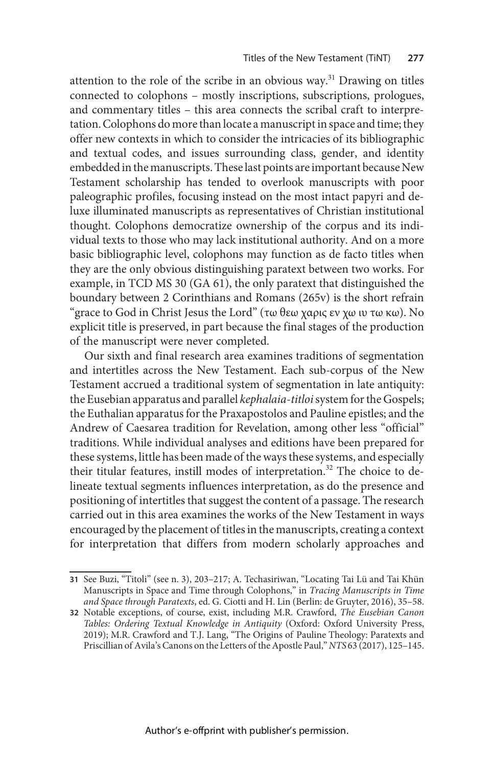attention to the role of the scribe in an obvious way.[31] Drawing on titles connected to colophons – mostly inscriptions, subscriptions, prologues, and commentary titles – this area connects the scribal craft to interpretation. Colophons do more than locate a manuscript in space and time; they offer new contexts in which to consider the intricacies of its bibliographic and textual codes, and issues surrounding class, gender, and identity embedded in the manuscripts. These last points are important because New Testament scholarship has tended to overlook manuscripts with poor paleographic profiles, focusing instead on the most intact papyri and deluxe illuminated manuscripts as representatives of Christian institutional thought. Colophons democratize ownership of the corpus and its individual texts to those who may lack institutional authority. And on a more basic bibliographic level, colophons may function as de facto titles when they are the only obvious distinguishing paratext between two works. For example, in TCD MS 30 (GA 61), the only paratext that distinguished the boundary between 2 Corinthians and Romans (265v) is the short refrain "grace to God in Christ Jesus the Lord" (τω θεω χαρις εν χω ιυ τω κω). No explicit title is preserved, in part because the final stages of the production of the manuscript were never completed.

Our sixth and final research area examines traditions of segmentation and intertitles across the New Testament. Each sub-corpus of the New Testament accrued a traditional system of segmentation in late antiquity: the Eusebian apparatus and parallel *kephalaia-titloi* system for the Gospels; the Euthalian apparatus for the Praxapostolos and Pauline epistles; and the Andrew of Caesarea tradition for Revelation, among other less "official" traditions. While individual analyses and editions have been prepared for these systems, little has been made of the ways these systems, and especially their titular features, instill modes of interpretation.[32] The choice to delineate textual segments influences interpretation, as do the presence and positioning of intertitles that suggest the content of a passage. The research carried out in this area examines the works of the New Testament in ways encouraged by the placement of titles in the manuscripts, creating a context for interpretation that differs from modern scholarly approaches and

---

31 See Buzi, "Titoli" (see n. 3), 203–217; A. Techasiriwan, "Locating Tai Lü and Tai Khün Manuscripts in Space and Time through Colophons," in *Tracing Manuscripts in Time and Space through Paratexts*, ed. G. Ciotti and H. Lin (Berlin: de Gruyter, 2016), 35–58.

32 Notable exceptions, of course, exist, including M.R. Crawford, *The Eusebian Canon Tables: Ordering Textual Knowledge in Antiquity* (Oxford: Oxford University Press, 2019); M.R. Crawford and T.J. Lang, "The Origins of Pauline Theology: Paratexts and Priscillian of Avila's Canons on the Letters of the Apostle Paul," *NTS* 63 (2017), 125–145.

Author's e-offprint with publisher's permission.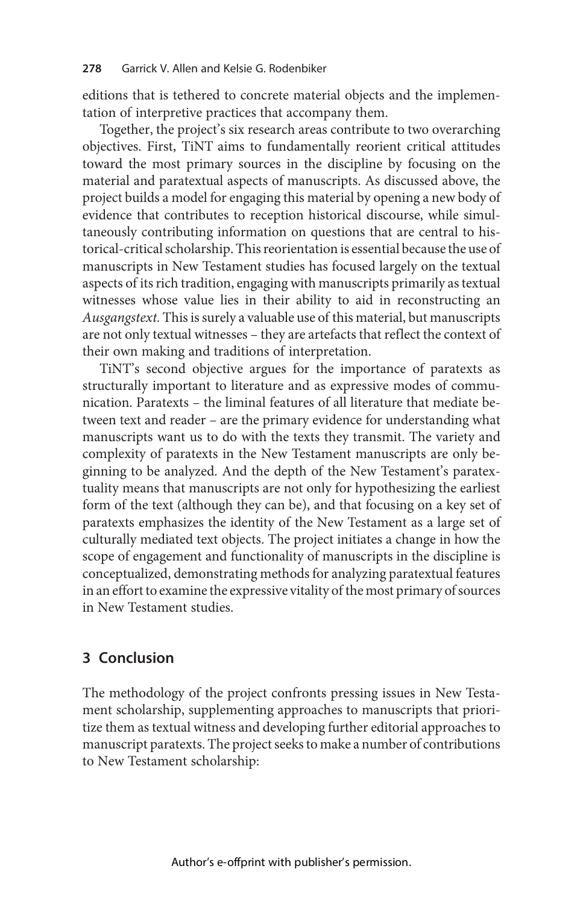editions that is tethered to concrete material objects and the implementation of interpretive practices that accompany them.

Together, the project's six research areas contribute to two overarching objectives. First, TiNT aims to fundamentally reorient critical attitudes toward the most primary sources in the discipline by focusing on the material and paratextual aspects of manuscripts. As discussed above, the project builds a model for engaging this material by opening a new body of evidence that contributes to reception historical discourse, while simultaneously contributing information on questions that are central to historical-critical scholarship. This reorientation is essential because the use of manuscripts in New Testament studies has focused largely on the textual aspects of its rich tradition, engaging with manuscripts primarily as textual witnesses whose value lies in their ability to aid in reconstructing an *Ausgangstext.* This is surely a valuable use of this material, but manuscripts are not only textual witnesses – they are artefacts that reflect the context of their own making and traditions of interpretation.

TiNT's second objective argues for the importance of paratexts as structurally important to literature and as expressive modes of communication. Paratexts – the liminal features of all literature that mediate between text and reader – are the primary evidence for understanding what manuscripts want us to do with the texts they transmit. The variety and complexity of paratexts in the New Testament manuscripts are only beginning to be analyzed. And the depth of the New Testament's paratextuality means that manuscripts are not only for hypothesizing the earliest form of the text (although they can be), and that focusing on a key set of paratexts emphasizes the identity of the New Testament as a large set of culturally mediated text objects. The project initiates a change in how the scope of engagement and functionality of manuscripts in the discipline is conceptualized, demonstrating methods for analyzing paratextual features in an effort to examine the expressive vitality of the most primary of sources in New Testament studies.

## 3 Conclusion

The methodology of the project confronts pressing issues in New Testament scholarship, supplementing approaches to manuscripts that prioritize them as textual witness and developing further editorial approaches to manuscript paratexts. The project seeks to make a number of contributions to New Testament scholarship: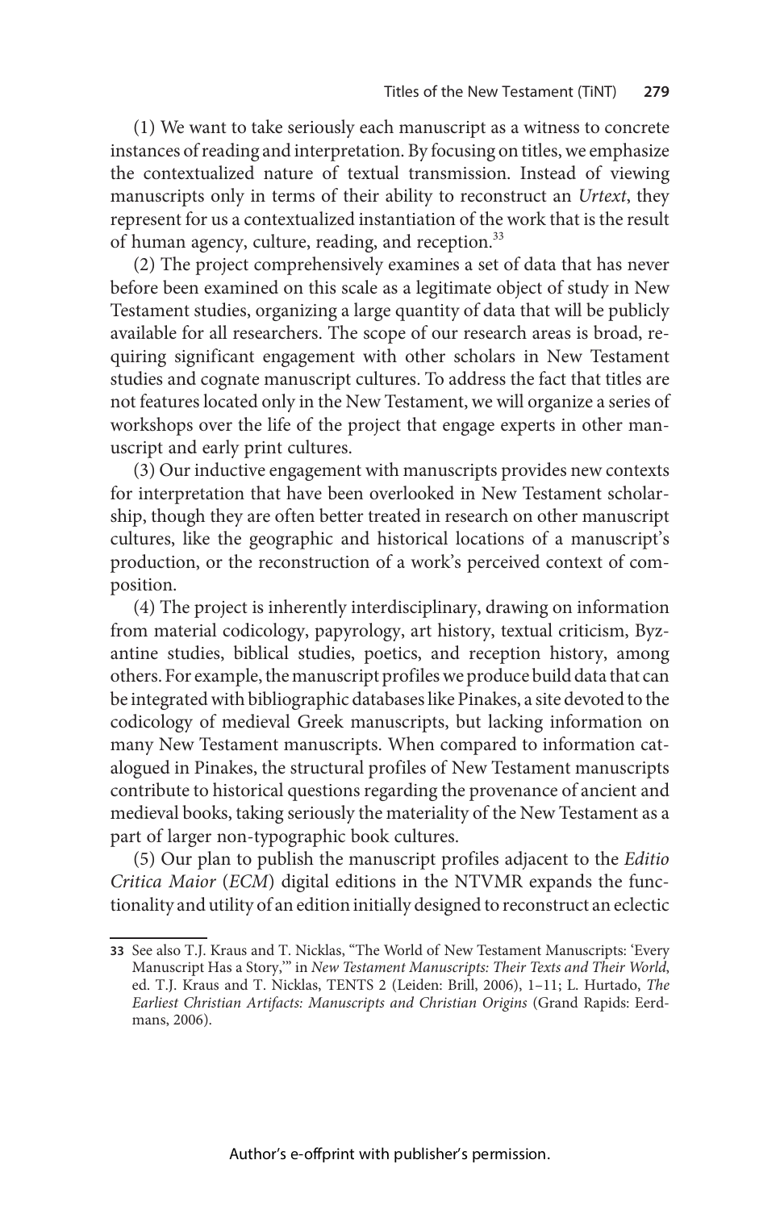(1) We want to take seriously each manuscript as a witness to concrete instances of reading and interpretation. By focusing on titles, we emphasize the contextualized nature of textual transmission. Instead of viewing manuscripts only in terms of their ability to reconstruct an *Urtext*, they represent for us a contextualized instantiation of the work that is the result of human agency, culture, reading, and reception.[33]

(2) The project comprehensively examines a set of data that has never before been examined on this scale as a legitimate object of study in New Testament studies, organizing a large quantity of data that will be publicly available for all researchers. The scope of our research areas is broad, requiring significant engagement with other scholars in New Testament studies and cognate manuscript cultures. To address the fact that titles are not features located only in the New Testament, we will organize a series of workshops over the life of the project that engage experts in other manuscript and early print cultures.

(3) Our inductive engagement with manuscripts provides new contexts for interpretation that have been overlooked in New Testament scholarship, though they are often better treated in research on other manuscript cultures, like the geographic and historical locations of a manuscript's production, or the reconstruction of a work's perceived context of composition.

(4) The project is inherently interdisciplinary, drawing on information from material codicology, papyrology, art history, textual criticism, Byzantine studies, biblical studies, poetics, and reception history, among others. For example, the manuscript profiles we produce build data that can be integrated with bibliographic databases like Pinakes, a site devoted to the codicology of medieval Greek manuscripts, but lacking information on many New Testament manuscripts. When compared to information catalogued in Pinakes, the structural profiles of New Testament manuscripts contribute to historical questions regarding the provenance of ancient and medieval books, taking seriously the materiality of the New Testament as a part of larger non-typographic book cultures.

(5) Our plan to publish the manuscript profiles adjacent to the *Editio Critica Maior* (*ECM*) digital editions in the NTVMR expands the functionality and utility of an edition initially designed to reconstruct an eclectic

---

33 See also T.J. Kraus and T. Nicklas, "The World of New Testament Manuscripts: 'Every Manuscript Has a Story,'" in *New Testament Manuscripts: Their Texts and Their World*, ed. T.J. Kraus and T. Nicklas, TENTS 2 (Leiden: Brill, 2006), 1–11; L. Hurtado, *The Earliest Christian Artifacts: Manuscripts and Christian Origins* (Grand Rapids: Eerdmans, 2006).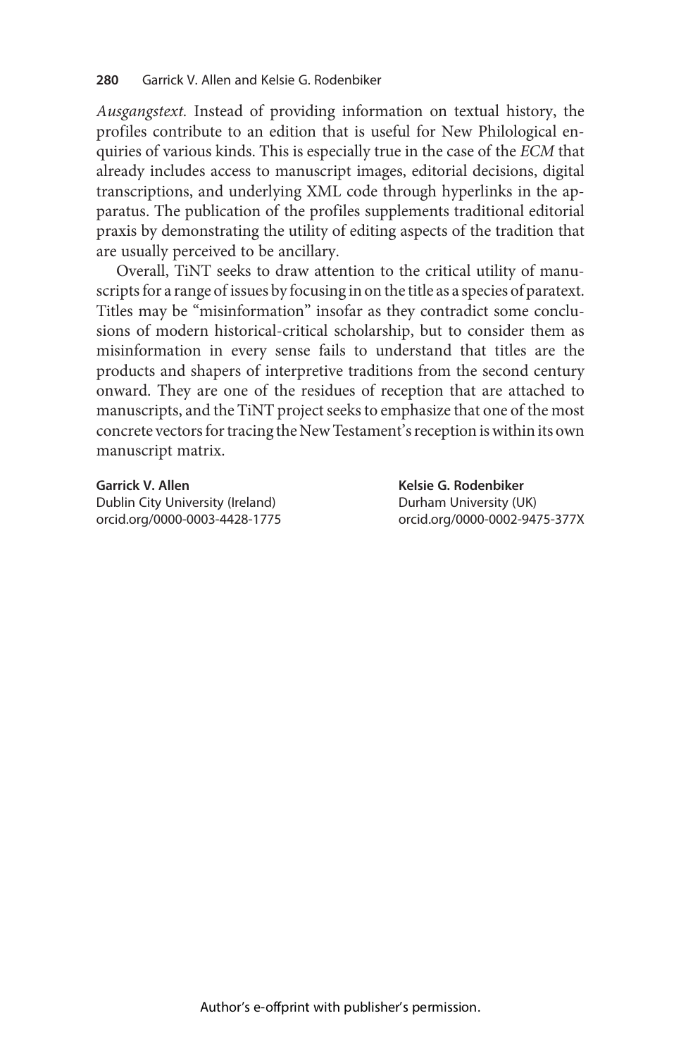*Ausgangstext.* Instead of providing information on textual history, the profiles contribute to an edition that is useful for New Philological enquiries of various kinds. This is especially true in the case of the *ECM* that already includes access to manuscript images, editorial decisions, digital transcriptions, and underlying XML code through hyperlinks in the apparatus. The publication of the profiles supplements traditional editorial praxis by demonstrating the utility of editing aspects of the tradition that are usually perceived to be ancillary.

Overall, TiNT seeks to draw attention to the critical utility of manuscripts for a range of issues by focusing in on the title as a species of paratext. Titles may be "misinformation" insofar as they contradict some conclusions of modern historical-critical scholarship, but to consider them as misinformation in every sense fails to understand that titles are the products and shapers of interpretive traditions from the second century onward. They are one of the residues of reception that are attached to manuscripts, and the TiNT project seeks to emphasize that one of the most concrete vectors for tracing the New Testament's reception is within its own manuscript matrix.

**Garrick V. Allen**
Dublin City University (Ireland)
orcid.org/0000-0003-4428-1775

**Kelsie G. Rodenbiker**
Durham University (UK)
orcid.org/0000-0002-9475-377X

Author's e-offprint with publisher's permission.